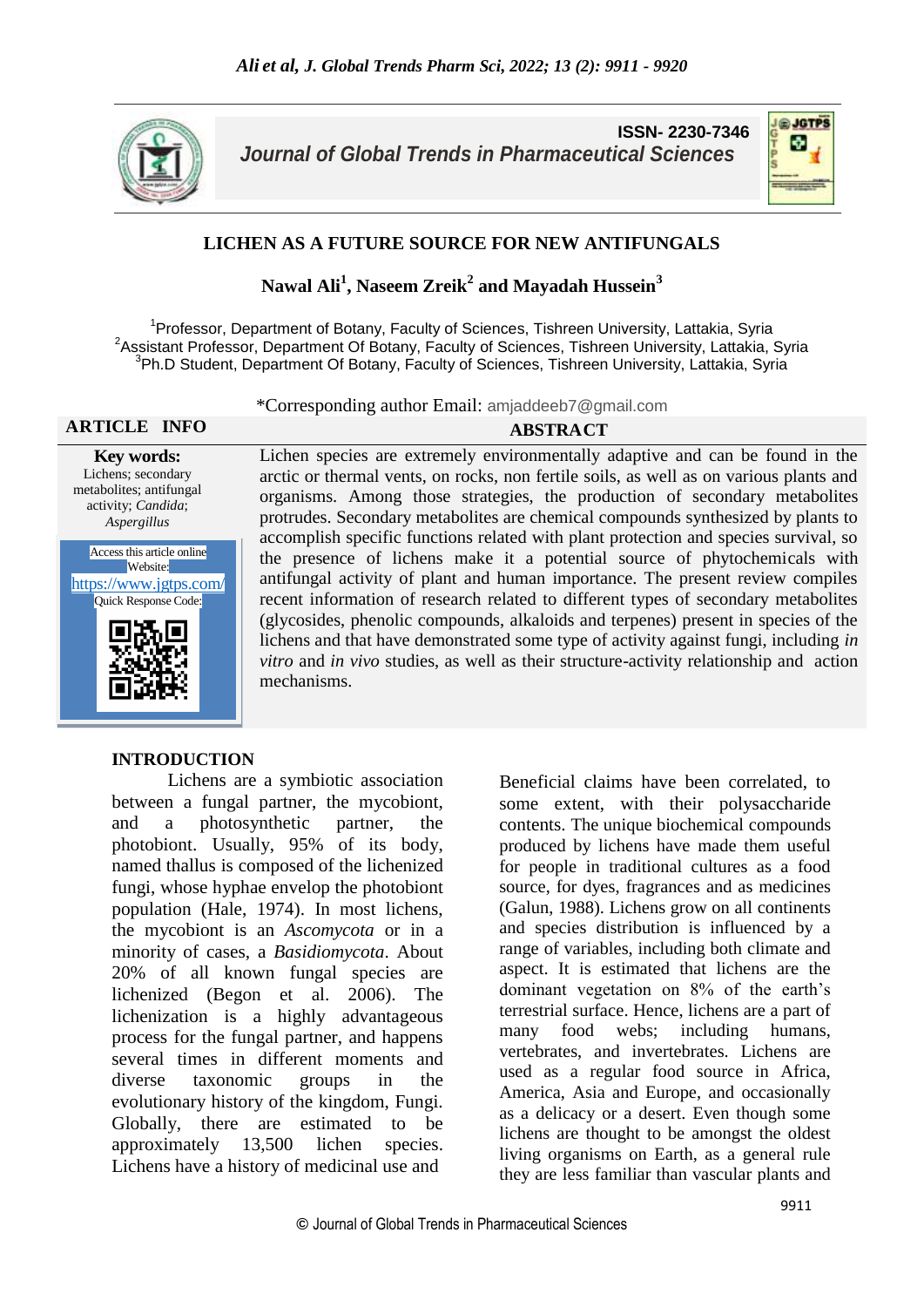ISSN- 2230-7346

*Journal of Global Trends in Pharmaceutical Sciences*

# LICHEN AS A FUTURE SOURCE FOR NEW ANTIFUNGALS

**Nawal Ali[1], Naseem Zreik[2] and Mayadah Hussein[3]**

[1]Professor, Department of Botany, Faculty of Sciences, Tishreen University, Lattakia, Syria
[2]Assistant Professor, Department Of Botany, Faculty of Sciences, Tishreen University, Lattakia, Syria
[3]Ph.D Student, Department Of Botany, Faculty of Sciences, Tishreen University, Lattakia, Syria

*Corresponding author Email: amjaddeeb7@gmail.com

**ARTICLE INFO**

**Key words:** Lichens; secondary metabolites; antifungal activity; *Candida*; *Aspergillus*

Access this article online
Website:
https://www.jgtps.com/
Quick Response Code:

**ABSTRACT**

Lichen species are extremely environmentally adaptive and can be found in the arctic or thermal vents, on rocks, non fertile soils, as well as on various plants and organisms. Among those strategies, the production of secondary metabolites protrudes. Secondary metabolites are chemical compounds synthesized by plants to accomplish specific functions related with plant protection and species survival, so the presence of lichens make it a potential source of phytochemicals with antifungal activity of plant and human importance. The present review compiles recent information of research related to different types of secondary metabolites (glycosides, phenolic compounds, alkaloids and terpenes) present in species of the lichens and that have demonstrated some type of activity against fungi, including *in vitro* and *in vivo* studies, as well as their structure-activity relationship and action mechanisms.

## INTRODUCTION

Lichens are a symbiotic association between a fungal partner, the mycobiont, and a photosynthetic partner, the photobiont. Usually, 95% of its body, named thallus is composed of the lichenized fungi, whose hyphae envelop the photobiont population (Hale, 1974). In most lichens, the mycobiont is an *Ascomycota* or in a minority of cases, a *Basidiomycota*. About 20% of all known fungal species are lichenized (Begon et al. 2006). The lichenization is a highly advantageous process for the fungal partner, and happens several times in different moments and diverse taxonomic groups in the evolutionary history of the kingdom, Fungi. Globally, there are estimated to be approximately 13,500 lichen species. Lichens have a history of medicinal use and Beneficial claims have been correlated, to some extent, with their polysaccharide contents. The unique biochemical compounds produced by lichens have made them useful for people in traditional cultures as a food source, for dyes, fragrances and as medicines (Galun, 1988). Lichens grow on all continents and species distribution is influenced by a range of variables, including both climate and aspect. It is estimated that lichens are the dominant vegetation on 8% of the earth's terrestrial surface. Hence, lichens are a part of many food webs; including humans, vertebrates, and invertebrates. Lichens are used as a regular food source in Africa, America, Asia and Europe, and occasionally as a delicacy or a desert. Even though some lichens are thought to be amongst the oldest living organisms on Earth, as a general rule they are less familiar than vascular plants and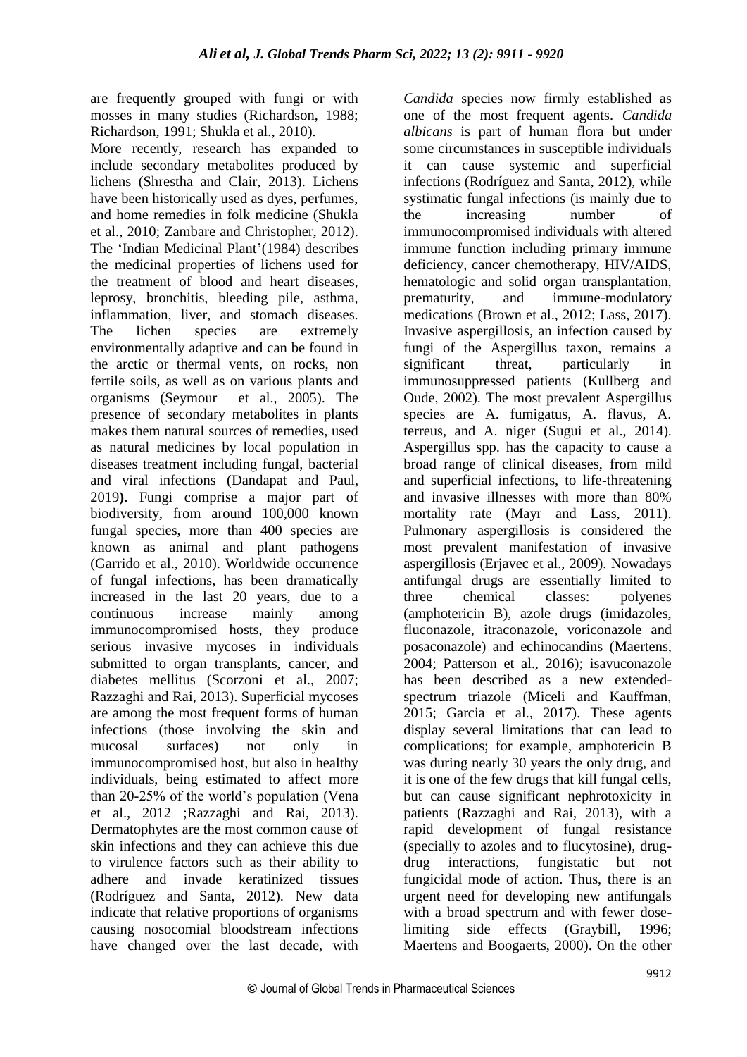are frequently grouped with fungi or with mosses in many studies (Richardson, 1988; Richardson, 1991; Shukla et al., 2010).

More recently, research has expanded to include secondary metabolites produced by lichens (Shrestha and Clair, 2013). Lichens have been historically used as dyes, perfumes, and home remedies in folk medicine (Shukla et al., 2010; Zambare and Christopher, 2012). The 'Indian Medicinal Plant'(1984) describes the medicinal properties of lichens used for the treatment of blood and heart diseases, leprosy, bronchitis, bleeding pile, asthma, inflammation, liver, and stomach diseases. The lichen species are extremely environmentally adaptive and can be found in the arctic or thermal vents, on rocks, non fertile soils, as well as on various plants and organisms (Seymour et al., 2005). The presence of secondary metabolites in plants makes them natural sources of remedies, used as natural medicines by local population in diseases treatment including fungal, bacterial and viral infections (Dandapat and Paul, 2019**).** Fungi comprise a major part of biodiversity, from around 100,000 known fungal species, more than 400 species are known as animal and plant pathogens (Garrido et al., 2010). Worldwide occurrence of fungal infections, has been dramatically increased in the last 20 years, due to a continuous increase mainly among immunocompromised hosts, they produce serious invasive mycoses in individuals submitted to organ transplants, cancer, and diabetes mellitus (Scorzoni et al., 2007; Razzaghi and Rai, 2013). Superficial mycoses are among the most frequent forms of human infections (those involving the skin and mucosal surfaces) not only in immunocompromised host, but also in healthy individuals, being estimated to affect more than 20-25% of the world's population (Vena et al., 2012 ;Razzaghi and Rai, 2013). Dermatophytes are the most common cause of skin infections and they can achieve this due to virulence factors such as their ability to adhere and invade keratinized tissues (Rodríguez and Santa, 2012). New data indicate that relative proportions of organisms causing nosocomial bloodstream infections have changed over the last decade, with *Candida* species now firmly established as one of the most frequent agents. *Candida albicans* is part of human flora but under some circumstances in susceptible individuals it can cause systemic and superficial infections (Rodríguez and Santa, 2012), while systimatic fungal infections (is mainly due to the increasing number of immunocompromised individuals with altered immune function including primary immune deficiency, cancer chemotherapy, HIV/AIDS, hematologic and solid organ transplantation, prematurity, and immune-modulatory medications (Brown et al., 2012; Lass, 2017). Invasive aspergillosis, an infection caused by fungi of the Aspergillus taxon, remains a significant threat, particularly in immunosuppressed patients (Kullberg and Oude, 2002). The most prevalent Aspergillus species are A. fumigatus, A. flavus, A. terreus, and A. niger (Sugui et al., 2014). Aspergillus spp. has the capacity to cause a broad range of clinical diseases, from mild and superficial infections, to life-threatening and invasive illnesses with more than 80% mortality rate (Mayr and Lass, 2011). Pulmonary aspergillosis is considered the most prevalent manifestation of invasive aspergillosis (Erjavec et al., 2009). Nowadays antifungal drugs are essentially limited to three chemical classes: polyenes (amphotericin B), azole drugs (imidazoles, fluconazole, itraconazole, voriconazole and posaconazole) and echinocandins (Maertens, 2004; Patterson et al., 2016); isavuconazole has been described as a new extended-spectrum triazole (Miceli and Kauffman, 2015; Garcia et al., 2017). These agents display several limitations that can lead to complications; for example, amphotericin B was during nearly 30 years the only drug, and it is one of the few drugs that kill fungal cells, but can cause significant nephrotoxicity in patients (Razzaghi and Rai, 2013), with a rapid development of fungal resistance (specially to azoles and to flucytosine), drug-drug interactions, fungistatic but not fungicidal mode of action. Thus, there is an urgent need for developing new antifungals with a broad spectrum and with fewer dose-limiting side effects (Graybill, 1996; Maertens and Boogaerts, 2000). On the other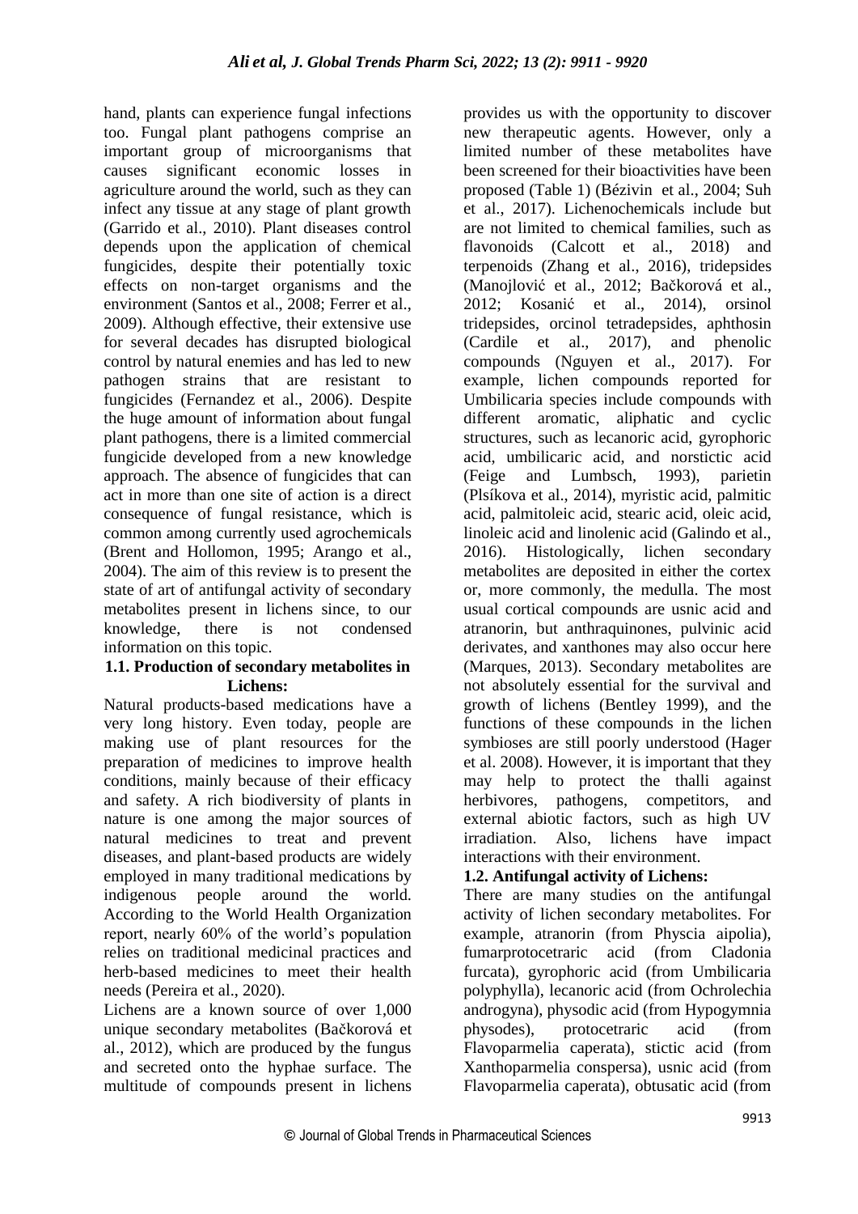hand, plants can experience fungal infections too. Fungal plant pathogens comprise an important group of microorganisms that causes significant economic losses in agriculture around the world, such as they can infect any tissue at any stage of plant growth (Garrido et al., 2010). Plant diseases control depends upon the application of chemical fungicides, despite their potentially toxic effects on non-target organisms and the environment (Santos et al., 2008; Ferrer et al., 2009). Although effective, their extensive use for several decades has disrupted biological control by natural enemies and has led to new pathogen strains that are resistant to fungicides (Fernandez et al., 2006). Despite the huge amount of information about fungal plant pathogens, there is a limited commercial fungicide developed from a new knowledge approach. The absence of fungicides that can act in more than one site of action is a direct consequence of fungal resistance, which is common among currently used agrochemicals (Brent and Hollomon, 1995; Arango et al., 2004). The aim of this review is to present the state of art of antifungal activity of secondary metabolites present in lichens since, to our knowledge, there is not condensed information on this topic.

### 1.1. Production of secondary metabolites in Lichens:

Natural products-based medications have a very long history. Even today, people are making use of plant resources for the preparation of medicines to improve health conditions, mainly because of their efficacy and safety. A rich biodiversity of plants in nature is one among the major sources of natural medicines to treat and prevent diseases, and plant-based products are widely employed in many traditional medications by indigenous people around the world. According to the World Health Organization report, nearly 60% of the world's population relies on traditional medicinal practices and herb-based medicines to meet their health needs (Pereira et al., 2020).

Lichens are a known source of over 1,000 unique secondary metabolites (Bačkorová et al., 2012), which are produced by the fungus and secreted onto the hyphae surface. The multitude of compounds present in lichens provides us with the opportunity to discover new therapeutic agents. However, only a limited number of these metabolites have been screened for their bioactivities have been proposed (Table 1) (Bézivin et al., 2004; Suh et al., 2017). Lichenochemicals include but are not limited to chemical families, such as flavonoids (Calcott et al., 2018) and terpenoids (Zhang et al., 2016), tridepsides (Manojlović et al., 2012; Bačkorová et al., 2012; Kosanić et al., 2014), orsinol tridepsides, orcinol tetradepsides, aphthosin (Cardile et al., 2017), and phenolic compounds (Nguyen et al., 2017). For example, lichen compounds reported for Umbilicaria species include compounds with different aromatic, aliphatic and cyclic structures, such as lecanoric acid, gyrophoric acid, umbilicaric acid, and norstictic acid (Feige and Lumbsch, 1993), parietin (Plsíkova et al., 2014), myristic acid, palmitic acid, palmitoleic acid, stearic acid, oleic acid, linoleic acid and linolenic acid (Galindo et al., 2016). Histologically, lichen secondary metabolites are deposited in either the cortex or, more commonly, the medulla. The most usual cortical compounds are usnic acid and atranorin, but anthraquinones, pulvinic acid derivates, and xanthones may also occur here (Marques, 2013). Secondary metabolites are not absolutely essential for the survival and growth of lichens (Bentley 1999), and the functions of these compounds in the lichen symbioses are still poorly understood (Hager et al. 2008). However, it is important that they may help to protect the thalli against herbivores, pathogens, competitors, and external abiotic factors, such as high UV irradiation. Also, lichens have impact interactions with their environment.

### 1.2. Antifungal activity of Lichens:

There are many studies on the antifungal activity of lichen secondary metabolites. For example, atranorin (from Physcia aipolia), fumarprotocetraric acid (from Cladonia furcata), gyrophoric acid (from Umbilicaria polyphylla), lecanoric acid (from Ochrolechia androgyna), physodic acid (from Hypogymnia physodes), protocetraric acid (from Flavoparmelia caperata), stictic acid (from Xanthoparmelia conspersa), usnic acid (from Flavoparmelia caperata), obtusatic acid (from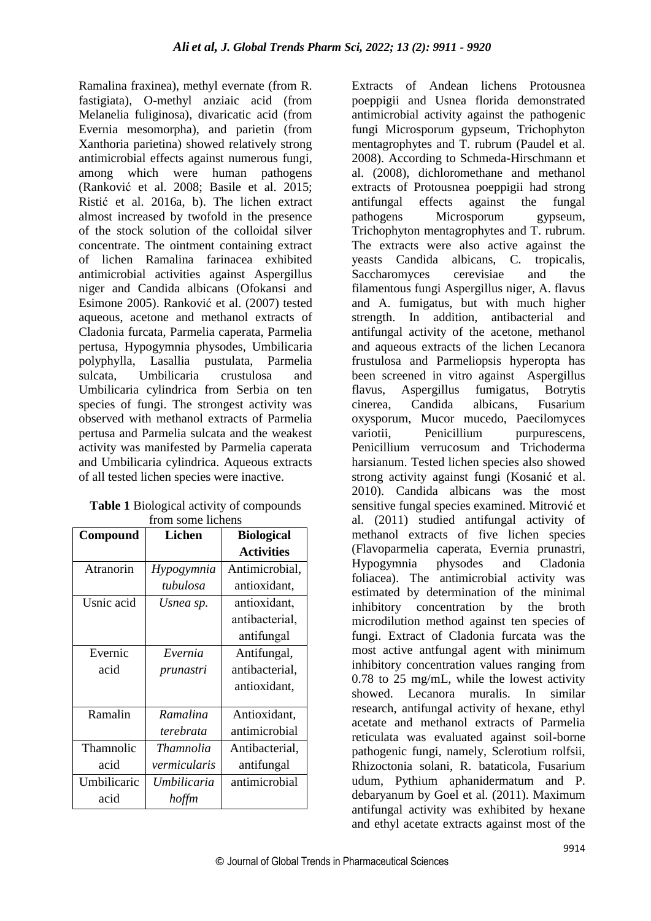Ramalina fraxinea), methyl evernate (from R. fastigiata), O-methyl anziaic acid (from Melanelia fuliginosa), divaricatic acid (from Evernia mesomorpha), and parietin (from Xanthoria parietina) showed relatively strong antimicrobial effects against numerous fungi, among which were human pathogens (Ranković et al. 2008; Basile et al. 2015; Ristić et al. 2016a, b). The lichen extract almost increased by twofold in the presence of the stock solution of the colloidal silver concentrate. The ointment containing extract of lichen Ramalina farinacea exhibited antimicrobial activities against Aspergillus niger and Candida albicans (Ofokansi and Esimone 2005). Ranković et al. (2007) tested aqueous, acetone and methanol extracts of Cladonia furcata, Parmelia caperata, Parmelia pertusa, Hypogymnia physodes, Umbilicaria polyphylla, Lasallia pustulata, Parmelia sulcata, Umbilicaria crustulosa and Umbilicaria cylindrica from Serbia on ten species of fungi. The strongest activity was observed with methanol extracts of Parmelia pertusa and Parmelia sulcata and the weakest activity was manifested by Parmelia caperata and Umbilicaria cylindrica. Aqueous extracts of all tested lichen species were inactive.

**Table 1** Biological activity of compounds from some lichens

| Compound | Lichen | Biological Activities |
|---|---|---|
| Atranorin | *Hypogymnia tubulosa* | Antimicrobial, antioxidant, |
| Usnic acid | *Usnea sp.* | antioxidant, antibacterial, antifungal |
| Evernic acid | *Evernia prunastri* | Antifungal, antibacterial, antioxidant, |
| Ramalin | *Ramalina terebrata* | Antioxidant, antimicrobial |
| Thamnolic acid | *Thamnolia vermicularis* | Antibacterial, antifungal |
| Umbilicaric acid | *Umbilicaria hoffm* | antimicrobial |

Extracts of Andean lichens Protousnea poeppigii and Usnea florida demonstrated antimicrobial activity against the pathogenic fungi Microsporum gypseum, Trichophyton mentagrophytes and T. rubrum (Paudel et al. 2008). According to Schmeda-Hirschmann et al. (2008), dichloromethane and methanol extracts of Protousnea poeppigii had strong antifungal effects against the fungal pathogens Microsporum gypseum, Trichophyton mentagrophytes and T. rubrum. The extracts were also active against the yeasts Candida albicans, C. tropicalis, Saccharomyces cerevisiae and the filamentous fungi Aspergillus niger, A. flavus and A. fumigatus, but with much higher strength. In addition, antibacterial and antifungal activity of the acetone, methanol and aqueous extracts of the lichen Lecanora frustulosa and Parmeliopsis hyperopta has been screened in vitro against Aspergillus flavus, Aspergillus fumigatus, Botrytis cinerea, Candida albicans, Fusarium oxysporum, Mucor mucedo, Paecilomyces variotii, Penicillium purpurescens, Penicillium verrucosum and Trichoderma harsianum. Tested lichen species also showed strong activity against fungi (Kosanić et al. 2010). Candida albicans was the most sensitive fungal species examined. Mitrović et al. (2011) studied antifungal activity of methanol extracts of five lichen species (Flavoparmelia caperata, Evernia prunastri, Hypogymnia physodes and Cladonia foliacea). The antimicrobial activity was estimated by determination of the minimal inhibitory concentration by the broth microdilution method against ten species of fungi. Extract of Cladonia furcata was the most active antfungal agent with minimum inhibitory concentration values ranging from 0.78 to 25 mg/mL, while the lowest activity showed. Lecanora muralis. In similar research, antifungal activity of hexane, ethyl acetate and methanol extracts of Parmelia reticulata was evaluated against soil-borne pathogenic fungi, namely, Sclerotium rolfsii, Rhizoctonia solani, R. bataticola, Fusarium udum, Pythium aphanidermatum and P. debaryanum by Goel et al. (2011). Maximum antifungal activity was exhibited by hexane and ethyl acetate extracts against most of the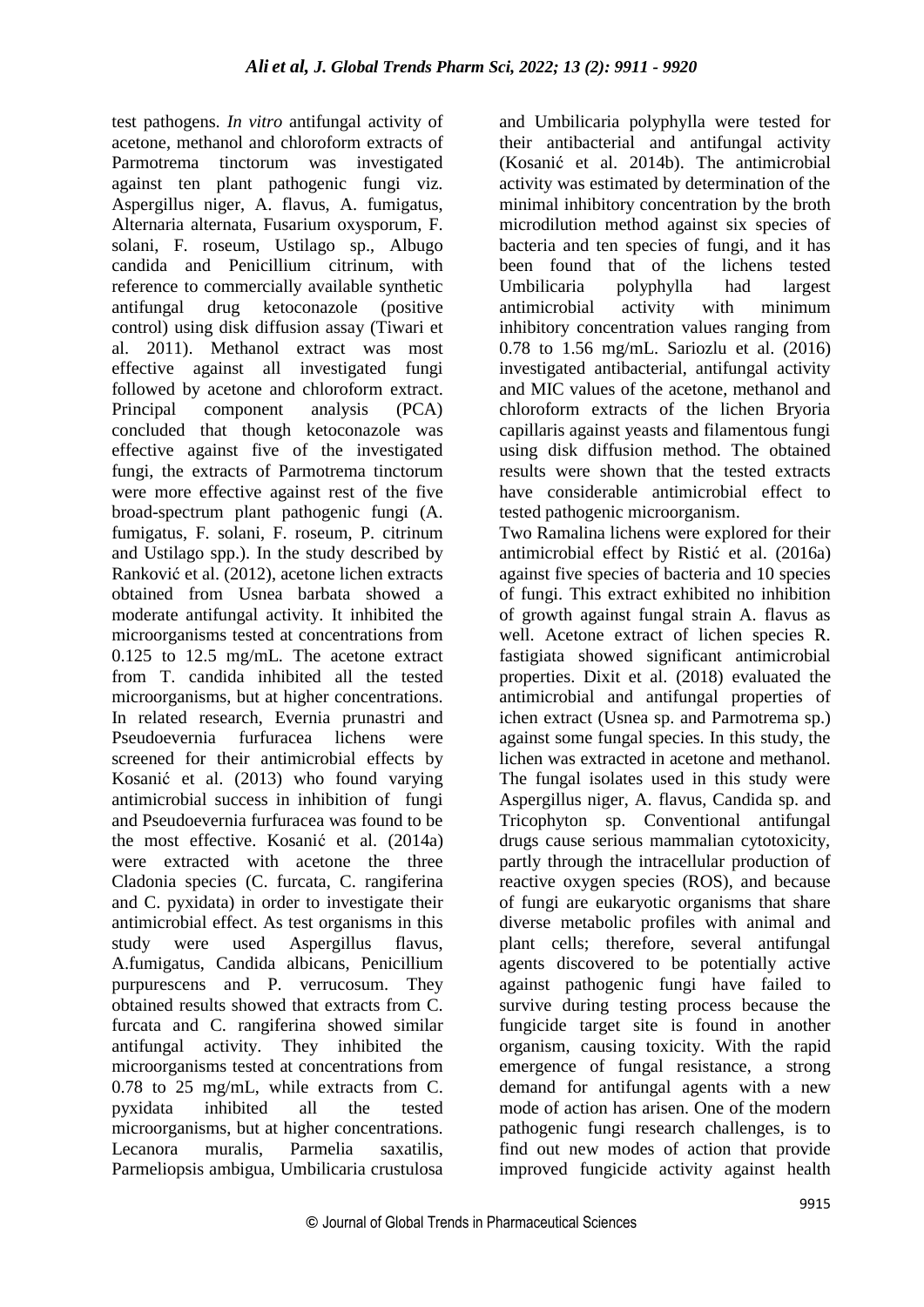test pathogens. *In vitro* antifungal activity of acetone, methanol and chloroform extracts of Parmotrema tinctorum was investigated against ten plant pathogenic fungi viz. Aspergillus niger, A. flavus, A. fumigatus, Alternaria alternata, Fusarium oxysporum, F. solani, F. roseum, Ustilago sp., Albugo candida and Penicillium citrinum, with reference to commercially available synthetic antifungal drug ketoconazole (positive control) using disk diffusion assay (Tiwari et al. 2011). Methanol extract was most effective against all investigated fungi followed by acetone and chloroform extract. Principal component analysis (PCA) concluded that though ketoconazole was effective against five of the investigated fungi, the extracts of Parmotrema tinctorum were more effective against rest of the five broad-spectrum plant pathogenic fungi (A. fumigatus, F. solani, F. roseum, P. citrinum and Ustilago spp.). In the study described by Ranković et al. (2012), acetone lichen extracts obtained from Usnea barbata showed a moderate antifungal activity. It inhibited the microorganisms tested at concentrations from 0.125 to 12.5 mg/mL. The acetone extract from T. candida inhibited all the tested microorganisms, but at higher concentrations. In related research, Evernia prunastri and Pseudoevernia furfuracea lichens were screened for their antimicrobial effects by Kosanić et al. (2013) who found varying antimicrobial success in inhibition of fungi and Pseudoevernia furfuracea was found to be the most effective. Kosanić et al. (2014a) were extracted with acetone the three Cladonia species (C. furcata, C. rangiferina and C. pyxidata) in order to investigate their antimicrobial effect. As test organisms in this study were used Aspergillus flavus, A.fumigatus, Candida albicans, Penicillium purpurescens and P. verrucosum. They obtained results showed that extracts from C. furcata and C. rangiferina showed similar antifungal activity. They inhibited the microorganisms tested at concentrations from 0.78 to 25 mg/mL, while extracts from C. pyxidata inhibited all the tested microorganisms, but at higher concentrations. Lecanora muralis, Parmelia saxatilis, Parmeliopsis ambigua, Umbilicaria crustulosa and Umbilicaria polyphylla were tested for their antibacterial and antifungal activity (Kosanić et al. 2014b). The antimicrobial activity was estimated by determination of the minimal inhibitory concentration by the broth microdilution method against six species of bacteria and ten species of fungi, and it has been found that of the lichens tested Umbilicaria polyphylla had largest antimicrobial activity with minimum inhibitory concentration values ranging from 0.78 to 1.56 mg/mL. Sariozlu et al. (2016) investigated antibacterial, antifungal activity and MIC values of the acetone, methanol and chloroform extracts of the lichen Bryoria capillaris against yeasts and filamentous fungi using disk diffusion method. The obtained results were shown that the tested extracts have considerable antimicrobial effect to tested pathogenic microorganism.

Two Ramalina lichens were explored for their antimicrobial effect by Ristić et al. (2016a) against five species of bacteria and 10 species of fungi. This extract exhibited no inhibition of growth against fungal strain A. flavus as well. Acetone extract of lichen species R. fastigiata showed significant antimicrobial properties. Dixit et al. (2018) evaluated the antimicrobial and antifungal properties of ichen extract (Usnea sp. and Parmotrema sp.) against some fungal species. In this study, the lichen was extracted in acetone and methanol. The fungal isolates used in this study were Aspergillus niger, A. flavus, Candida sp. and Tricophyton sp. Conventional antifungal drugs cause serious mammalian cytotoxicity, partly through the intracellular production of reactive oxygen species (ROS), and because of fungi are eukaryotic organisms that share diverse metabolic profiles with animal and plant cells; therefore, several antifungal agents discovered to be potentially active against pathogenic fungi have failed to survive during testing process because the fungicide target site is found in another organism, causing toxicity. With the rapid emergence of fungal resistance, a strong demand for antifungal agents with a new mode of action has arisen. One of the modern pathogenic fungi research challenges, is to find out new modes of action that provide improved fungicide activity against health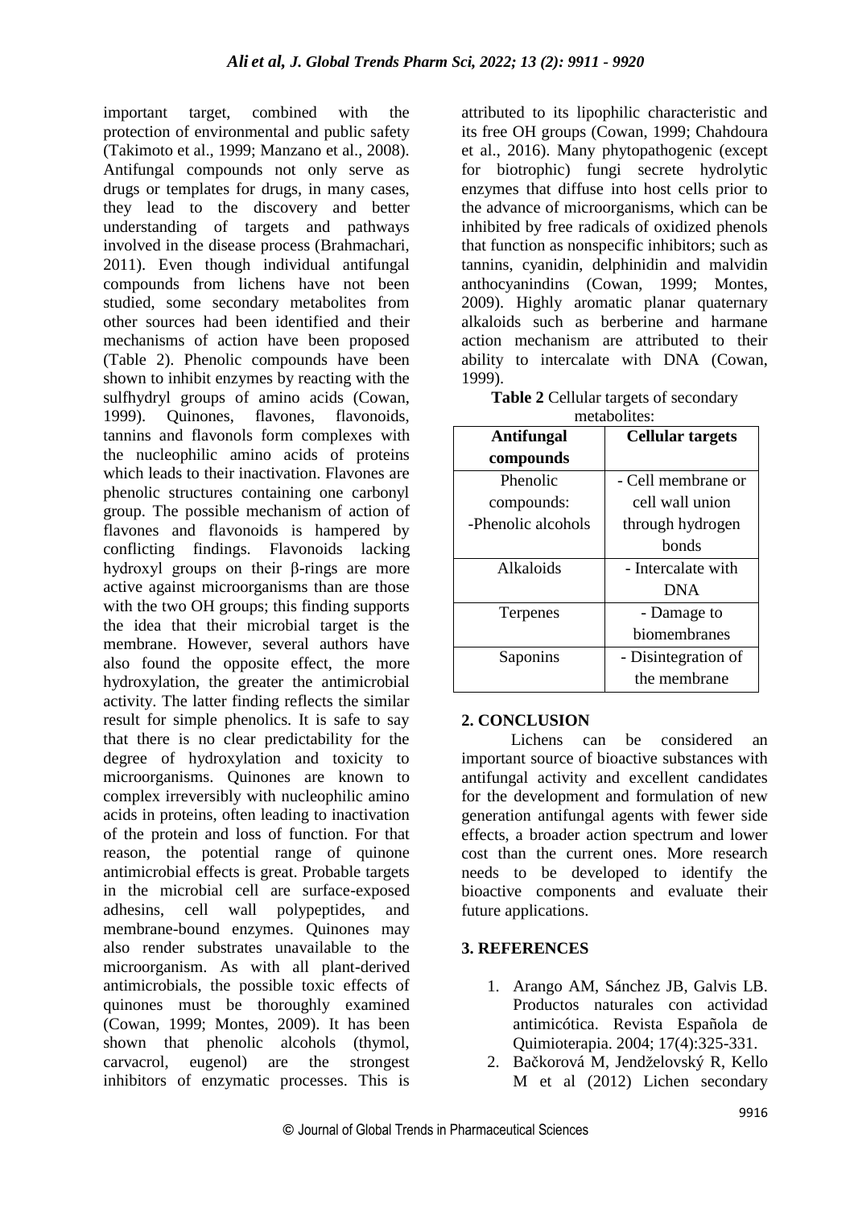important target, combined with the protection of environmental and public safety (Takimoto et al., 1999; Manzano et al., 2008). Antifungal compounds not only serve as drugs or templates for drugs, in many cases, they lead to the discovery and better understanding of targets and pathways involved in the disease process (Brahmachari, 2011). Even though individual antifungal compounds from lichens have not been studied, some secondary metabolites from other sources had been identified and their mechanisms of action have been proposed (Table 2). Phenolic compounds have been shown to inhibit enzymes by reacting with the sulfhydryl groups of amino acids (Cowan, 1999). Quinones, flavones, flavonoids, tannins and flavonols form complexes with the nucleophilic amino acids of proteins which leads to their inactivation. Flavones are phenolic structures containing one carbonyl group. The possible mechanism of action of flavones and flavonoids is hampered by conflicting findings. Flavonoids lacking hydroxyl groups on their β-rings are more active against microorganisms than are those with the two OH groups; this finding supports the idea that their microbial target is the membrane. However, several authors have also found the opposite effect, the more hydroxylation, the greater the antimicrobial activity. The latter finding reflects the similar result for simple phenolics. It is safe to say that there is no clear predictability for the degree of hydroxylation and toxicity to microorganisms. Quinones are known to complex irreversibly with nucleophilic amino acids in proteins, often leading to inactivation of the protein and loss of function. For that reason, the potential range of quinone antimicrobial effects is great. Probable targets in the microbial cell are surface-exposed adhesins, cell wall polypeptides, and membrane-bound enzymes. Quinones may also render substrates unavailable to the microorganism. As with all plant-derived antimicrobials, the possible toxic effects of quinones must be thoroughly examined (Cowan, 1999; Montes, 2009). It has been shown that phenolic alcohols (thymol, carvacrol, eugenol) are the strongest inhibitors of enzymatic processes. This is attributed to its lipophilic characteristic and its free OH groups (Cowan, 1999; Chahdoura et al., 2016). Many phytopathogenic (except for biotrophic) fungi secrete hydrolytic enzymes that diffuse into host cells prior to the advance of microorganisms, which can be inhibited by free radicals of oxidized phenols that function as nonspecific inhibitors; such as tannins, cyanidin, delphinidin and malvidin anthocyanindins (Cowan, 1999; Montes, 2009). Highly aromatic planar quaternary alkaloids such as berberine and harmane action mechanism are attributed to their ability to intercalate with DNA (Cowan, 1999).

**Table 2** Cellular targets of secondary metabolites:

| Antifungal compounds | Cellular targets |
|---|---|
| Phenolic compounds: -Phenolic alcohols | - Cell membrane or cell wall union through hydrogen bonds |
| Alkaloids | - Intercalate with DNA |
| Terpenes | - Damage to biomembranes |
| Saponins | - Disintegration of the membrane |

## 2. CONCLUSION

Lichens can be considered an important source of bioactive substances with antifungal activity and excellent candidates for the development and formulation of new generation antifungal agents with fewer side effects, a broader action spectrum and lower cost than the current ones. More research needs to be developed to identify the bioactive components and evaluate their future applications.

## 3. REFERENCES

1. Arango AM, Sánchez JB, Galvis LB. Productos naturales con actividad antimicótica. Revista Española de Quimioterapia. 2004; 17(4):325-331.
2. Bačkorová M, Jendželovský R, Kello M et al (2012) Lichen secondary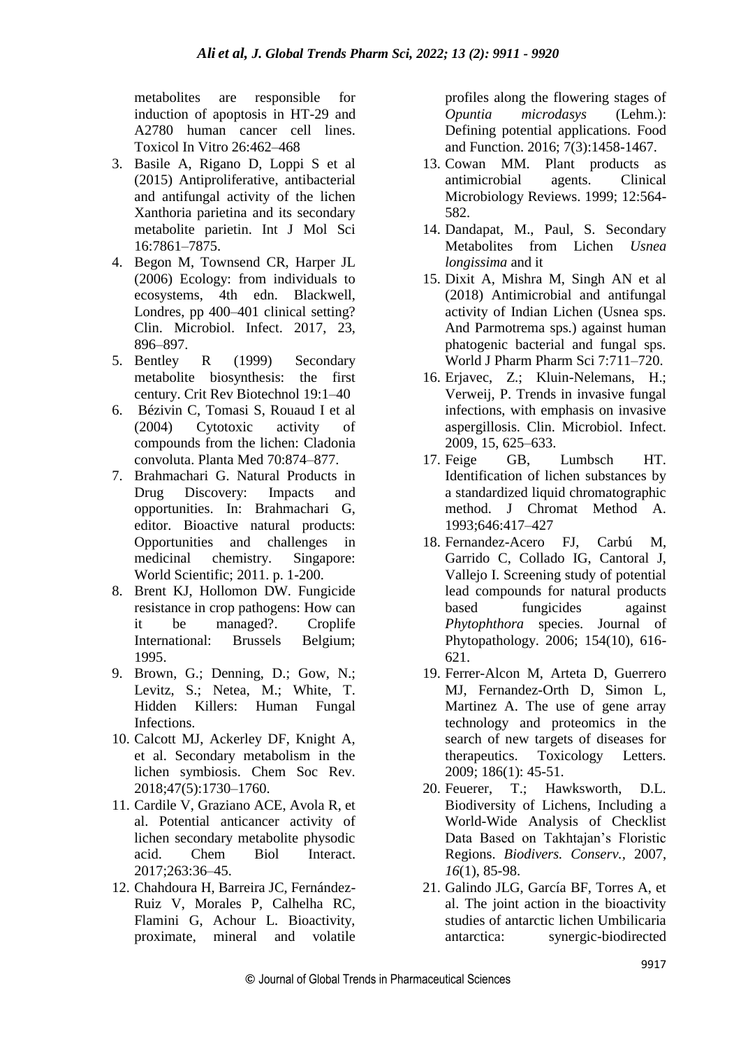metabolites are responsible for induction of apoptosis in HT-29 and A2780 human cancer cell lines. Toxicol In Vitro 26:462–468

3. Basile A, Rigano D, Loppi S et al (2015) Antiproliferative, antibacterial and antifungal activity of the lichen Xanthoria parietina and its secondary metabolite parietin. Int J Mol Sci 16:7861–7875.
4. Begon M, Townsend CR, Harper JL (2006) Ecology: from individuals to ecosystems, 4th edn. Blackwell, Londres, pp 400–401 clinical setting? Clin. Microbiol. Infect. 2017, 23, 896–897.
5. Bentley R (1999) Secondary metabolite biosynthesis: the first century. Crit Rev Biotechnol 19:1–40
6. Bézivin C, Tomasi S, Rouaud I et al (2004) Cytotoxic activity of compounds from the lichen: Cladonia convoluta. Planta Med 70:874–877.
7. Brahmachari G. Natural Products in Drug Discovery: Impacts and opportunities. In: Brahmachari G, editor. Bioactive natural products: Opportunities and challenges in medicinal chemistry. Singapore: World Scientific; 2011. p. 1-200.
8. Brent KJ, Hollomon DW. Fungicide resistance in crop pathogens: How can it be managed?. Croplife International: Brussels Belgium; 1995.
9. Brown, G.; Denning, D.; Gow, N.; Levitz, S.; Netea, M.; White, T. Hidden Killers: Human Fungal Infections.
10. Calcott MJ, Ackerley DF, Knight A, et al. Secondary metabolism in the lichen symbiosis. Chem Soc Rev. 2018;47(5):1730–1760.
11. Cardile V, Graziano ACE, Avola R, et al. Potential anticancer activity of lichen secondary metabolite physodic acid. Chem Biol Interact. 2017;263:36–45.
12. Chahdoura H, Barreira JC, Fernández-Ruiz V, Morales P, Calhelha RC, Flamini G, Achour L. Bioactivity, proximate, mineral and volatile profiles along the flowering stages of *Opuntia microdasys* (Lehm.): Defining potential applications. Food and Function. 2016; 7(3):1458-1467.
13. Cowan MM. Plant products as antimicrobial agents. Clinical Microbiology Reviews. 1999; 12:564-582.
14. Dandapat, M., Paul, S. Secondary Metabolites from Lichen *Usnea longissima* and it
15. Dixit A, Mishra M, Singh AN et al (2018) Antimicrobial and antifungal activity of Indian Lichen (Usnea sps. And Parmotrema sps.) against human phatogenic bacterial and fungal sps. World J Pharm Pharm Sci 7:711–720.
16. Erjavec, Z.; Kluin-Nelemans, H.; Verweij, P. Trends in invasive fungal infections, with emphasis on invasive aspergillosis. Clin. Microbiol. Infect. 2009, 15, 625–633.
17. Feige GB, Lumbsch HT. Identification of lichen substances by a standardized liquid chromatographic method. J Chromat Method A. 1993;646:417–427
18. Fernandez-Acero FJ, Carbú M, Garrido C, Collado IG, Cantoral J, Vallejo I. Screening study of potential lead compounds for natural products based fungicides against *Phytophthora* species. Journal of Phytopathology. 2006; 154(10), 616-621.
19. Ferrer-Alcon M, Arteta D, Guerrero MJ, Fernandez-Orth D, Simon L, Martinez A. The use of gene array technology and proteomics in the search of new targets of diseases for therapeutics. Toxicology Letters. 2009; 186(1): 45-51.
20. Feuerer, T.; Hawksworth, D.L. Biodiversity of Lichens, Including a World-Wide Analysis of Checklist Data Based on Takhtajan's Floristic Regions. *Biodivers. Conserv.*, 2007, *16*(1), 85-98.
21. Galindo JLG, García BF, Torres A, et al. The joint action in the bioactivity studies of antarctic lichen Umbilicaria antarctica: synergic-biodirected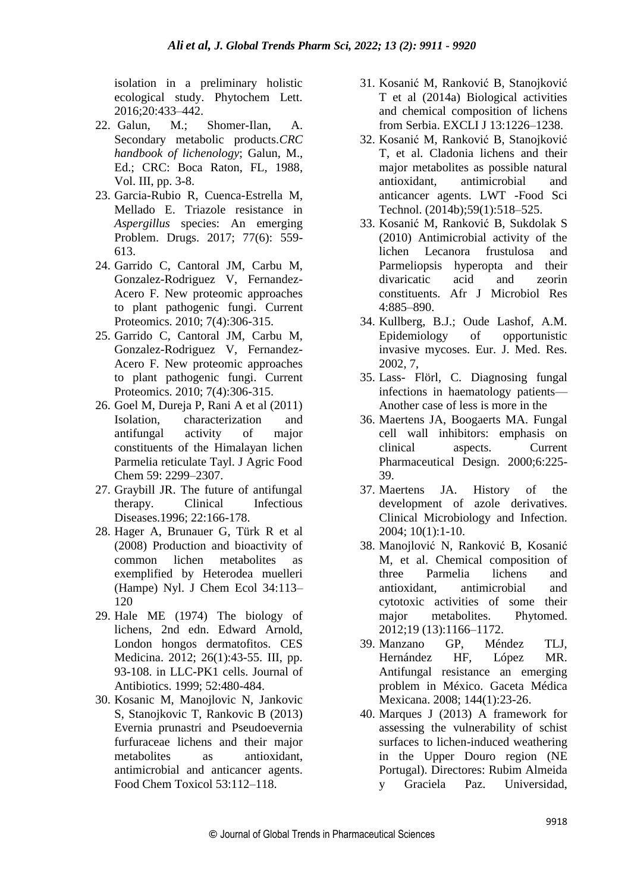isolation in a preliminary holistic ecological study. Phytochem Lett. 2016;20:433–442.

22. Galun, M.; Shomer-Ilan, A. Secondary metabolic products.*CRC handbook of lichenology*; Galun, M., Ed.; CRC: Boca Raton, FL, 1988, Vol. III, pp. 3-8.
23. Garcia-Rubio R, Cuenca-Estrella M, Mellado E. Triazole resistance in *Aspergillus* species: An emerging Problem. Drugs. 2017; 77(6): 559-613.
24. Garrido C, Cantoral JM, Carbu M, Gonzalez-Rodriguez V, Fernandez-Acero F. New proteomic approaches to plant pathogenic fungi. Current Proteomics. 2010; 7(4):306-315.
25. Garrido C, Cantoral JM, Carbu M, Gonzalez-Rodriguez V, Fernandez-Acero F. New proteomic approaches to plant pathogenic fungi. Current Proteomics. 2010; 7(4):306-315.
26. Goel M, Dureja P, Rani A et al (2011) Isolation, characterization and antifungal activity of major constituents of the Himalayan lichen Parmelia reticulate Tayl. J Agric Food Chem 59: 2299–2307.
27. Graybill JR. The future of antifungal therapy. Clinical Infectious Diseases.1996; 22:166-178.
28. Hager A, Brunauer G, Türk R et al (2008) Production and bioactivity of common lichen metabolites as exemplified by Heterodea muelleri (Hampe) Nyl. J Chem Ecol 34:113–120
29. Hale ME (1974) The biology of lichens, 2nd edn. Edward Arnold, London hongos dermatofitos. CES Medicina. 2012; 26(1):43-55. III, pp. 93-108. in LLC-PK1 cells. Journal of Antibiotics. 1999; 52:480-484.
30. Kosanic M, Manojlovic N, Jankovic S, Stanojkovic T, Rankovic B (2013) Evernia prunastri and Pseudoevernia furfuraceae lichens and their major metabolites as antioxidant, antimicrobial and anticancer agents. Food Chem Toxicol 53:112–118.
31. Kosanić M, Ranković B, Stanojković T et al (2014a) Biological activities and chemical composition of lichens from Serbia. EXCLI J 13:1226–1238.
32. Kosanić M, Ranković B, Stanojković T, et al. Cladonia lichens and their major metabolites as possible natural antioxidant, antimicrobial and anticancer agents. LWT -Food Sci Technol. (2014b);59(1):518–525.
33. Kosanić M, Ranković B, Sukdolak S (2010) Antimicrobial activity of the lichen Lecanora frustulosa and Parmeliopsis hyperopta and their divaricatic acid and zeorin constituents. Afr J Microbiol Res 4:885–890.
34. Kullberg, B.J.; Oude Lashof, A.M. Epidemiology of opportunistic invasive mycoses. Eur. J. Med. Res. 2002, 7,
35. Lass- Flörl, C. Diagnosing fungal infections in haematology patients—Another case of less is more in the
36. Maertens JA, Boogaerts MA. Fungal cell wall inhibitors: emphasis on clinical aspects. Current Pharmaceutical Design. 2000;6:225-39.
37. Maertens JA. History of the development of azole derivatives. Clinical Microbiology and Infection. 2004; 10(1):1-10.
38. Manojlović N, Ranković B, Kosanić M, et al. Chemical composition of three Parmelia lichens and antioxidant, antimicrobial and cytotoxic activities of some their major metabolites. Phytomed. 2012;19 (13):1166–1172.
39. Manzano GP, Méndez TLJ, Hernández HF, López MR. Antifungal resistance an emerging problem in México. Gaceta Médica Mexicana. 2008; 144(1):23-26.
40. Marques J (2013) A framework for assessing the vulnerability of schist surfaces to lichen-induced weathering in the Upper Douro region (NE Portugal). Directores: Rubim Almeida y Graciela Paz. Universidad,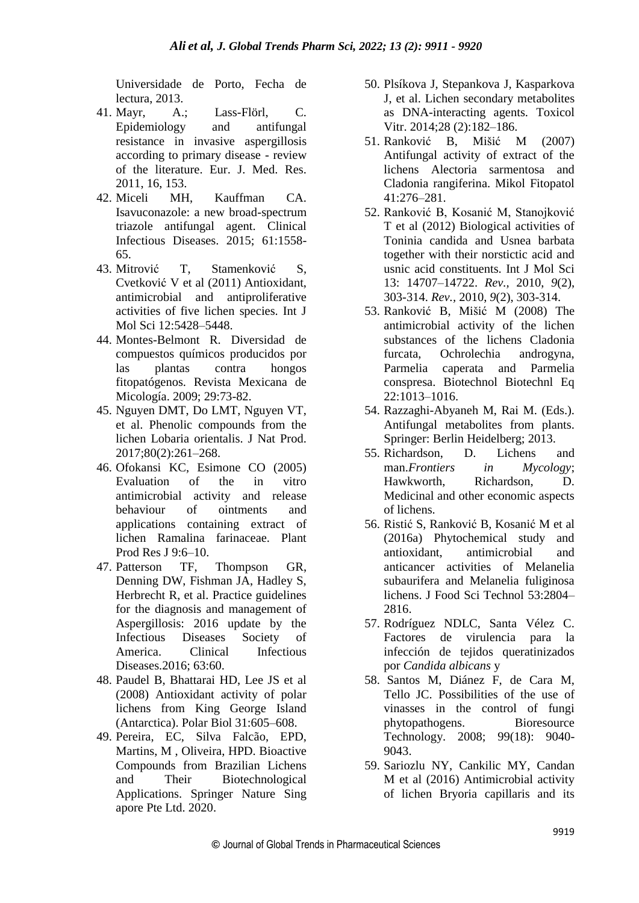Universidade de Porto, Fecha de lectura, 2013.

41. Mayr, A.; Lass-Flörl, C. Epidemiology and antifungal resistance in invasive aspergillosis according to primary disease - review of the literature. Eur. J. Med. Res. 2011, 16, 153.
42. Miceli MH, Kauffman CA. Isavuconazole: a new broad-spectrum triazole antifungal agent. Clinical Infectious Diseases. 2015; 61:1558-65.
43. Mitrović T, Stamenković S, Cvetković V et al (2011) Antioxidant, antimicrobial and antiproliferative activities of five lichen species. Int J Mol Sci 12:5428–5448.
44. Montes-Belmont R. Diversidad de compuestos químicos producidos por las plantas contra hongos fitopatógenos. Revista Mexicana de Micología. 2009; 29:73-82.
45. Nguyen DMT, Do LMT, Nguyen VT, et al. Phenolic compounds from the lichen Lobaria orientalis. J Nat Prod. 2017;80(2):261–268.
46. Ofokansi KC, Esimone CO (2005) Evaluation of the in vitro antimicrobial activity and release behaviour of ointments and applications containing extract of lichen Ramalina farinaceae. Plant Prod Res J 9:6–10.
47. Patterson TF, Thompson GR, Denning DW, Fishman JA, Hadley S, Herbrecht R, et al. Practice guidelines for the diagnosis and management of Aspergillosis: 2016 update by the Infectious Diseases Society of America. Clinical Infectious Diseases.2016; 63:60.
48. Paudel B, Bhattarai HD, Lee JS et al (2008) Antioxidant activity of polar lichens from King George Island (Antarctica). Polar Biol 31:605–608.
49. Pereira, EC, Silva Falcão, EPD, Martins, M , Oliveira, HPD. Bioactive Compounds from Brazilian Lichens and Their Biotechnological Applications. Springer Nature Sing apore Pte Ltd. 2020.
50. Plsíkova J, Stepankova J, Kasparkova J, et al. Lichen secondary metabolites as DNA-interacting agents. Toxicol Vitr. 2014;28 (2):182–186.
51. Ranković B, Mišić M (2007) Antifungal activity of extract of the lichens Alectoria sarmentosa and Cladonia rangiferina. Mikol Fitopatol 41:276–281.
52. Ranković B, Kosanić M, Stanojković T et al (2012) Biological activities of Toninia candida and Usnea barbata together with their norstictic acid and usnic acid constituents. Int J Mol Sci 13: 14707–14722. *Rev.*, 2010, *9*(2), 303-314. *Rev.*, 2010, *9*(2), 303-314.
53. Ranković B, Mišić M (2008) The antimicrobial activity of the lichen substances of the lichens Cladonia furcata, Ochrolechia androgyna, Parmelia caperata and Parmelia conspresa. Biotechnol Biotechnl Eq 22:1013–1016.
54. Razzaghi-Abyaneh M, Rai M. (Eds.). Antifungal metabolites from plants. Springer: Berlin Heidelberg; 2013.
55. Richardson, D. Lichens and man.*Frontiers in Mycology*; Hawkworth, Richardson, D. Medicinal and other economic aspects of lichens.
56. Ristić S, Ranković B, Kosanić M et al (2016a) Phytochemical study and antioxidant, antimicrobial and anticancer activities of Melanelia subaurifera and Melanelia fuliginosa lichens. J Food Sci Technol 53:2804–2816.
57. Rodríguez NDLC, Santa Vélez C. Factores de virulencia para la infección de tejidos queratinizados por *Candida albicans* y
58. Santos M, Diánez F, de Cara M, Tello JC. Possibilities of the use of vinasses in the control of fungi phytopathogens. Bioresource Technology. 2008; 99(18): 9040-9043.
59. Sariozlu NY, Cankilic MY, Candan M et al (2016) Antimicrobial activity of lichen Bryoria capillaris and its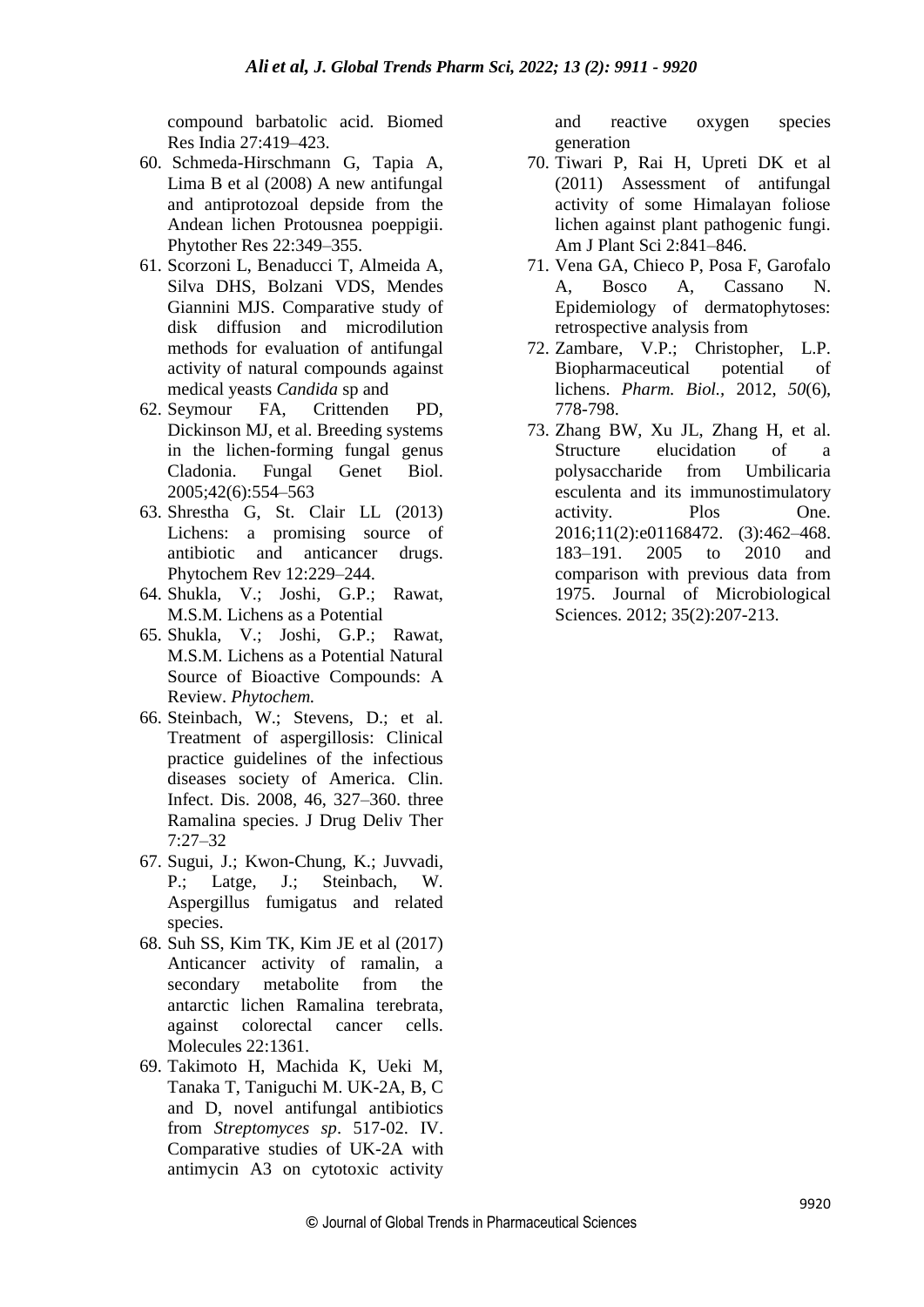compound barbatolic acid. Biomed Res India 27:419–423.

60. Schmeda-Hirschmann G, Tapia A, Lima B et al (2008) A new antifungal and antiprotozoal depside from the Andean lichen Protousnea poeppigii. Phytother Res 22:349–355.
61. Scorzoni L, Benaducci T, Almeida A, Silva DHS, Bolzani VDS, Mendes Giannini MJS. Comparative study of disk diffusion and microdilution methods for evaluation of antifungal activity of natural compounds against medical yeasts *Candida* sp and
62. Seymour FA, Crittenden PD, Dickinson MJ, et al. Breeding systems in the lichen-forming fungal genus Cladonia. Fungal Genet Biol. 2005;42(6):554–563
63. Shrestha G, St. Clair LL (2013) Lichens: a promising source of antibiotic and anticancer drugs. Phytochem Rev 12:229–244.
64. Shukla, V.; Joshi, G.P.; Rawat, M.S.M. Lichens as a Potential
65. Shukla, V.; Joshi, G.P.; Rawat, M.S.M. Lichens as a Potential Natural Source of Bioactive Compounds: A Review. *Phytochem.*
66. Steinbach, W.; Stevens, D.; et al. Treatment of aspergillosis: Clinical practice guidelines of the infectious diseases society of America. Clin. Infect. Dis. 2008, 46, 327–360. three Ramalina species. J Drug Deliv Ther 7:27–32
67. Sugui, J.; Kwon-Chung, K.; Juvvadi, P.; Latge, J.; Steinbach, W. Aspergillus fumigatus and related species.
68. Suh SS, Kim TK, Kim JE et al (2017) Anticancer activity of ramalin, a secondary metabolite from the antarctic lichen Ramalina terebrata, against colorectal cancer cells. Molecules 22:1361.
69. Takimoto H, Machida K, Ueki M, Tanaka T, Taniguchi M. UK-2A, B, C and D, novel antifungal antibiotics from *Streptomyces sp*. 517-02. IV. Comparative studies of UK-2A with antimycin A3 on cytotoxic activity and reactive oxygen species generation
70. Tiwari P, Rai H, Upreti DK et al (2011) Assessment of antifungal activity of some Himalayan foliose lichen against plant pathogenic fungi. Am J Plant Sci 2:841–846.
71. Vena GA, Chieco P, Posa F, Garofalo A, Bosco A, Cassano N. Epidemiology of dermatophytoses: retrospective analysis from
72. Zambare, V.P.; Christopher, L.P. Biopharmaceutical potential of lichens. *Pharm. Biol.*, 2012, *50*(6), 778-798.
73. Zhang BW, Xu JL, Zhang H, et al. Structure elucidation of a polysaccharide from Umbilicaria esculenta and its immunostimulatory activity. Plos One. 2016;11(2):e01168472. (3):462–468. 183–191. 2005 to 2010 and comparison with previous data from 1975. Journal of Microbiological Sciences. 2012; 35(2):207-213.